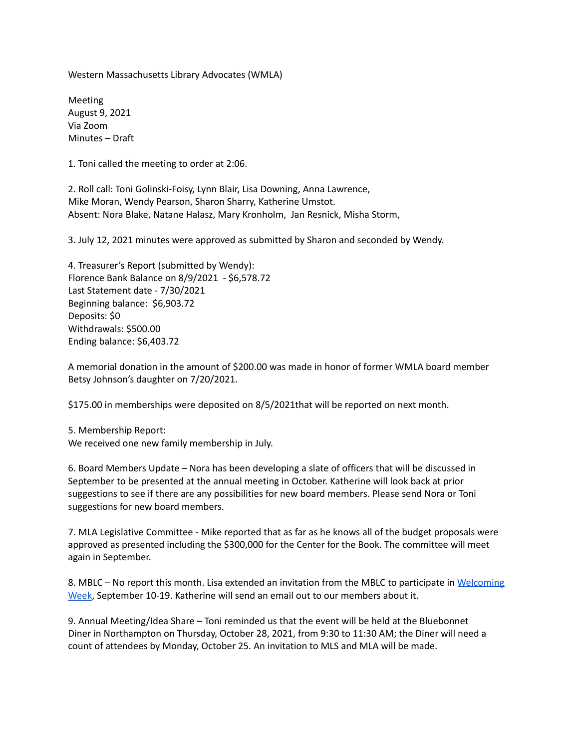Western Massachusetts Library Advocates (WMLA)

Meeting
August 9, 2021
Via Zoom
Minutes – Draft

1. Toni called the meeting to order at 2:06.

2. Roll call: Toni Golinski-Foisy, Lynn Blair, Lisa Downing, Anna Lawrence, Mike Moran, Wendy Pearson, Sharon Sharry, Katherine Umstot.
Absent: Nora Blake, Natane Halasz, Mary Kronholm, Jan Resnick, Misha Storm,

3. July 12, 2021 minutes were approved as submitted by Sharon and seconded by Wendy.

4. Treasurer's Report (submitted by Wendy):
Florence Bank Balance on 8/9/2021 - $6,578.72
Last Statement date - 7/30/2021
Beginning balance: $6,903.72
Deposits: $0
Withdrawals: $500.00
Ending balance: $6,403.72

A memorial donation in the amount of $200.00 was made in honor of former WMLA board member Betsy Johnson's daughter on 7/20/2021.

$175.00 in memberships were deposited on 8/5/2021that will be reported on next month.

5. Membership Report:
We received one new family membership in July.

6. Board Members Update – Nora has been developing a slate of officers that will be discussed in September to be presented at the annual meeting in October. Katherine will look back at prior suggestions to see if there are any possibilities for new board members. Please send Nora or Toni suggestions for new board members.

7. MLA Legislative Committee - Mike reported that as far as he knows all of the budget proposals were approved as presented including the $300,000 for the Center for the Book. The committee will meet again in September.

8. MBLC – No report this month. Lisa extended an invitation from the MBLC to participate in Welcoming Week, September 10-19. Katherine will send an email out to our members about it.

9. Annual Meeting/Idea Share – Toni reminded us that the event will be held at the Bluebonnet Diner in Northampton on Thursday, October 28, 2021, from 9:30 to 11:30 AM; the Diner will need a count of attendees by Monday, October 25. An invitation to MLS and MLA will be made.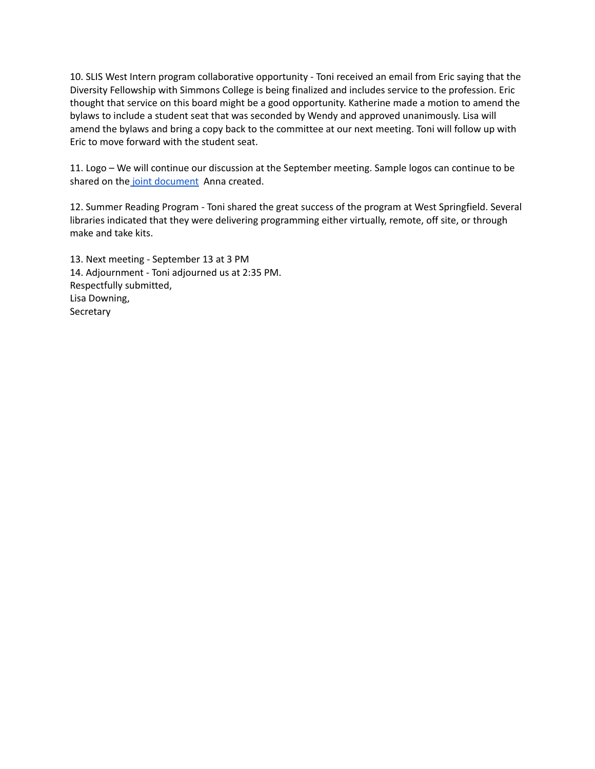10. SLIS West Intern program collaborative opportunity - Toni received an email from Eric saying that the Diversity Fellowship with Simmons College is being finalized and includes service to the profession. Eric thought that service on this board might be a good opportunity. Katherine made a motion to amend the bylaws to include a student seat that was seconded by Wendy and approved unanimously. Lisa will amend the bylaws and bring a copy back to the committee at our next meeting. Toni will follow up with Eric to move forward with the student seat.

11. Logo – We will continue our discussion at the September meeting. Sample logos can continue to be shared on the joint document Anna created.

12. Summer Reading Program - Toni shared the great success of the program at West Springfield. Several libraries indicated that they were delivering programming either virtually, remote, off site, or through make and take kits.

13. Next meeting - September 13 at 3 PM
14. Adjournment - Toni adjourned us at 2:35 PM.
Respectfully submitted,
Lisa Downing,
Secretary